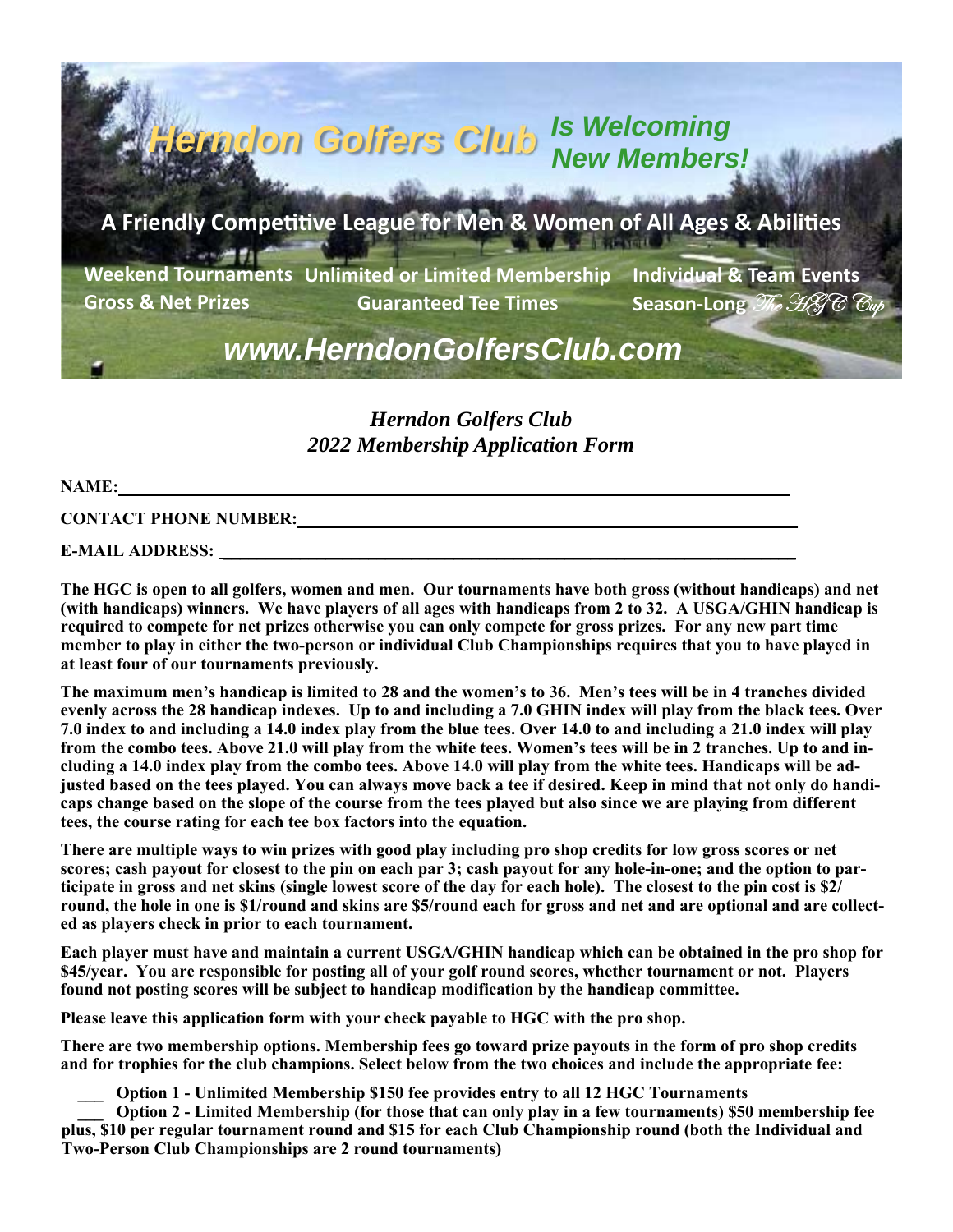# Herndon Golfers Club Is Welcoming New Members!

**A Friendly Competitive League for Men & Women of All Ages & Abilities**

**Weekend Tournaments** **Unlimited or Limited Membership** **Individual & Team Events**
**Gross & Net Prizes** **Guaranteed Tee Times** **Season-Long *The HGC Cup***

***www.HerndonGolfersClub.com***

## *Herndon Golfers Club*
## *2022 Membership Application Form*

**NAME:** ______________________________________________________________

**CONTACT PHONE NUMBER:** ______________________________________________

**E-MAIL ADDRESS:** _____________________________________________________

**The HGC is open to all golfers, women and men. Our tournaments have both gross (without handicaps) and net (with handicaps) winners. We have players of all ages with handicaps from 2 to 32. A USGA/GHIN handicap is required to compete for net prizes otherwise you can only compete for gross prizes. For any new part time member to play in either the two-person or individual Club Championships requires that you to have played in at least four of our tournaments previously.**

**The maximum men's handicap is limited to 28 and the women's to 36. Men's tees will be in 4 tranches divided evenly across the 28 handicap indexes. Up to and including a 7.0 GHIN index will play from the black tees. Over 7.0 index to and including a 14.0 index play from the blue tees. Over 14.0 to and including a 21.0 index will play from the combo tees. Above 21.0 will play from the white tees. Women's tees will be in 2 tranches. Up to and including a 14.0 index play from the combo tees. Above 14.0 will play from the white tees. Handicaps will be adjusted based on the tees played. You can always move back a tee if desired. Keep in mind that not only do handicaps change based on the slope of the course from the tees played but also since we are playing from different tees, the course rating for each tee box factors into the equation.**

**There are multiple ways to win prizes with good play including pro shop credits for low gross scores or net scores; cash payout for closest to the pin on each par 3; cash payout for any hole-in-one; and the option to participate in gross and net skins (single lowest score of the day for each hole). The closest to the pin cost is $2/round, the hole in one is $1/round and skins are $5/round each for gross and net and are optional and are collected as players check in prior to each tournament.**

**Each player must have and maintain a current USGA/GHIN handicap which can be obtained in the pro shop for $45/year. You are responsible for posting all of your golf round scores, whether tournament or not. Players found not posting scores will be subject to handicap modification by the handicap committee.**

**Please leave this application form with your check payable to HGC with the pro shop.**

**There are two membership options. Membership fees go toward prize payouts in the form of pro shop credits and for trophies for the club champions. Select below from the two choices and include the appropriate fee:**

**___ Option 1 - Unlimited Membership $150 fee provides entry to all 12 HGC Tournaments**

**___ Option 2 - Limited Membership (for those that can only play in a few tournaments) $50 membership fee plus, $10 per regular tournament round and $15 for each Club Championship round (both the Individual and Two-Person Club Championships are 2 round tournaments)**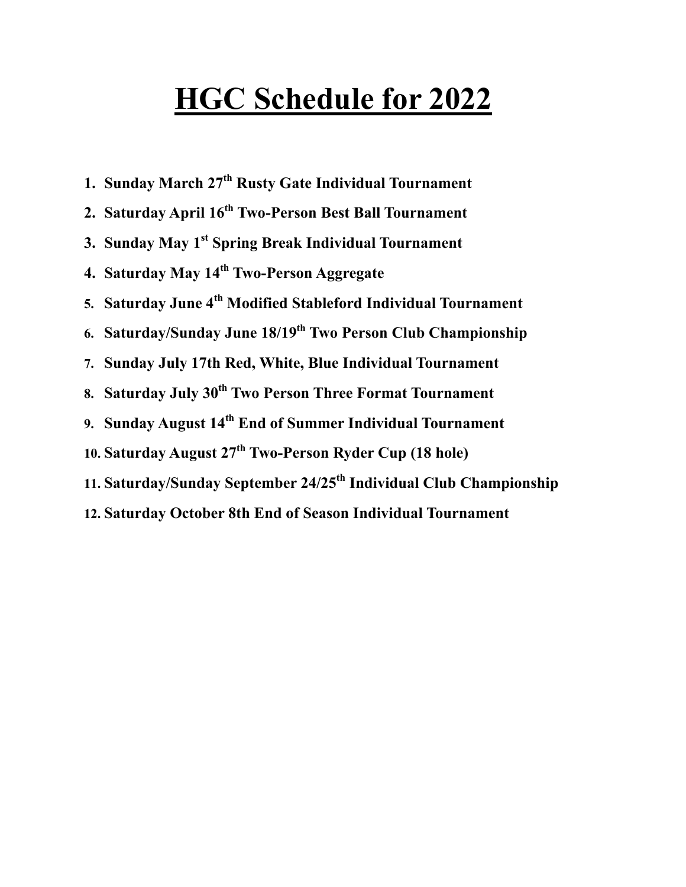# HGC Schedule for 2022

1. **Sunday March 27th Rusty Gate Individual Tournament**
2. **Saturday April 16th Two-Person Best Ball Tournament**
3. **Sunday May 1st Spring Break Individual Tournament**
4. **Saturday May 14th Two-Person Aggregate**
5. **Saturday June 4th Modified Stableford Individual Tournament**
6. **Saturday/Sunday June 18/19th Two Person Club Championship**
7. **Sunday July 17th Red, White, Blue Individual Tournament**
8. **Saturday July 30th Two Person Three Format Tournament**
9. **Sunday August 14th End of Summer Individual Tournament**
10. **Saturday August 27th Two-Person Ryder Cup (18 hole)**
11. **Saturday/Sunday September 24/25th Individual Club Championship**
12. **Saturday October 8th End of Season Individual Tournament**